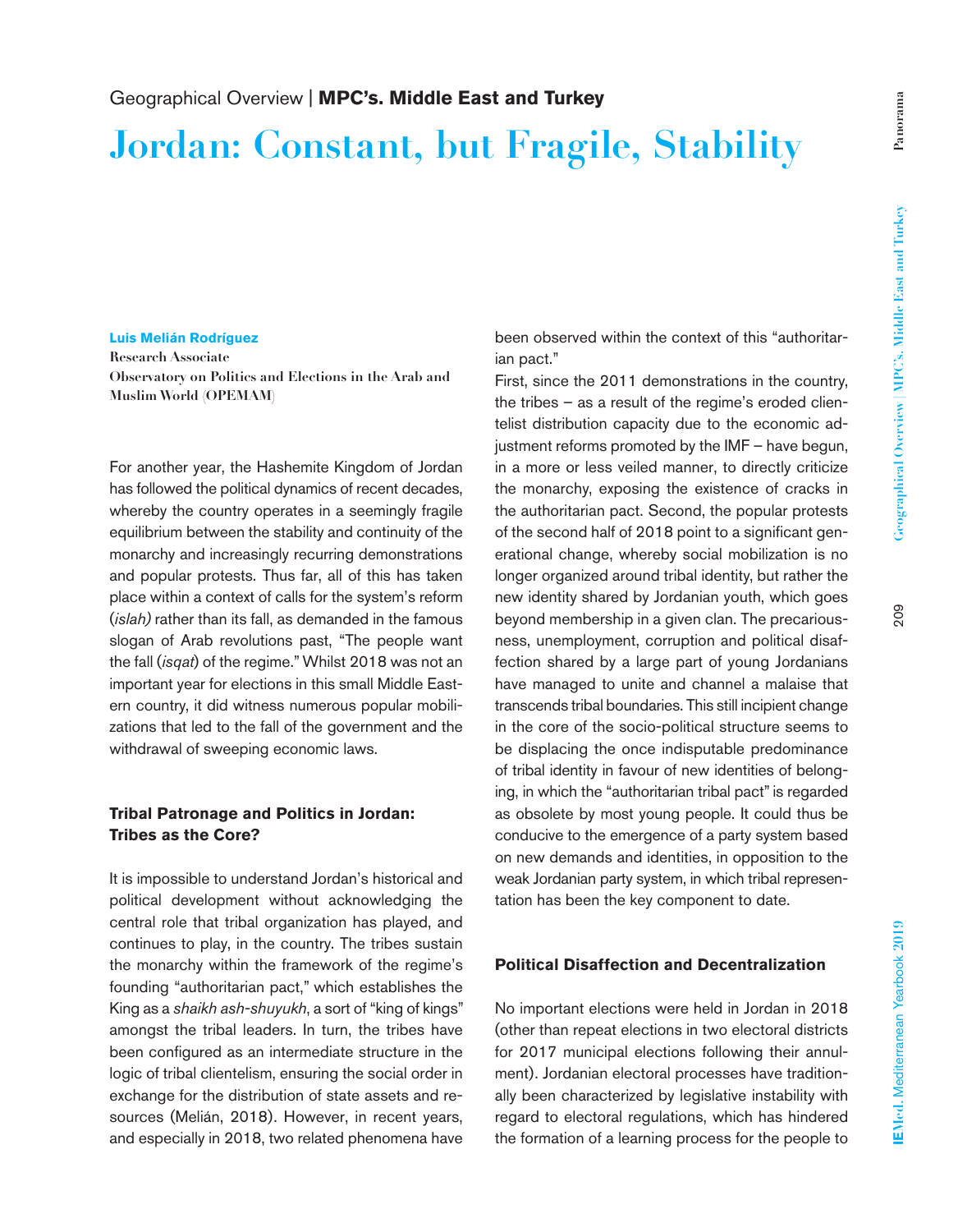Geographical Overview | **MPC's. Middle East and Turkey**

# Jordan: Constant, but Fragile, Stability

**Luis Melián Rodríguez**
**Research Associate**
**Observatory on Politics and Elections in the Arab and Muslim World (OPEMAM)**

For another year, the Hashemite Kingdom of Jordan has followed the political dynamics of recent decades, whereby the country operates in a seemingly fragile equilibrium between the stability and continuity of the monarchy and increasingly recurring demonstrations and popular protests. Thus far, all of this has taken place within a context of calls for the system's reform (*islah)* rather than its fall, as demanded in the famous slogan of Arab revolutions past, "The people want the fall (*isqat*) of the regime." Whilst 2018 was not an important year for elections in this small Middle Eastern country, it did witness numerous popular mobilizations that led to the fall of the government and the withdrawal of sweeping economic laws.

## Tribal Patronage and Politics in Jordan: Tribes as the Core?

It is impossible to understand Jordan's historical and political development without acknowledging the central role that tribal organization has played, and continues to play, in the country. The tribes sustain the monarchy within the framework of the regime's founding "authoritarian pact," which establishes the King as a *shaikh ash-shuyukh*, a sort of "king of kings" amongst the tribal leaders. In turn, the tribes have been configured as an intermediate structure in the logic of tribal clientelism, ensuring the social order in exchange for the distribution of state assets and resources (Melián, 2018). However, in recent years, and especially in 2018, two related phenomena have been observed within the context of this "authoritarian pact."

First, since the 2011 demonstrations in the country, the tribes – as a result of the regime's eroded clientelist distribution capacity due to the economic adjustment reforms promoted by the IMF – have begun, in a more or less veiled manner, to directly criticize the monarchy, exposing the existence of cracks in the authoritarian pact. Second, the popular protests of the second half of 2018 point to a significant generational change, whereby social mobilization is no longer organized around tribal identity, but rather the new identity shared by Jordanian youth, which goes beyond membership in a given clan. The precariousness, unemployment, corruption and political disaffection shared by a large part of young Jordanians have managed to unite and channel a malaise that transcends tribal boundaries. This still incipient change in the core of the socio-political structure seems to be displacing the once indisputable predominance of tribal identity in favour of new identities of belonging, in which the "authoritarian tribal pact" is regarded as obsolete by most young people. It could thus be conducive to the emergence of a party system based on new demands and identities, in opposition to the weak Jordanian party system, in which tribal representation has been the key component to date.

## Political Disaffection and Decentralization

No important elections were held in Jordan in 2018 (other than repeat elections in two electoral districts for 2017 municipal elections following their annulment). Jordanian electoral processes have traditionally been characterized by legislative instability with regard to electoral regulations, which has hindered the formation of a learning process for the people to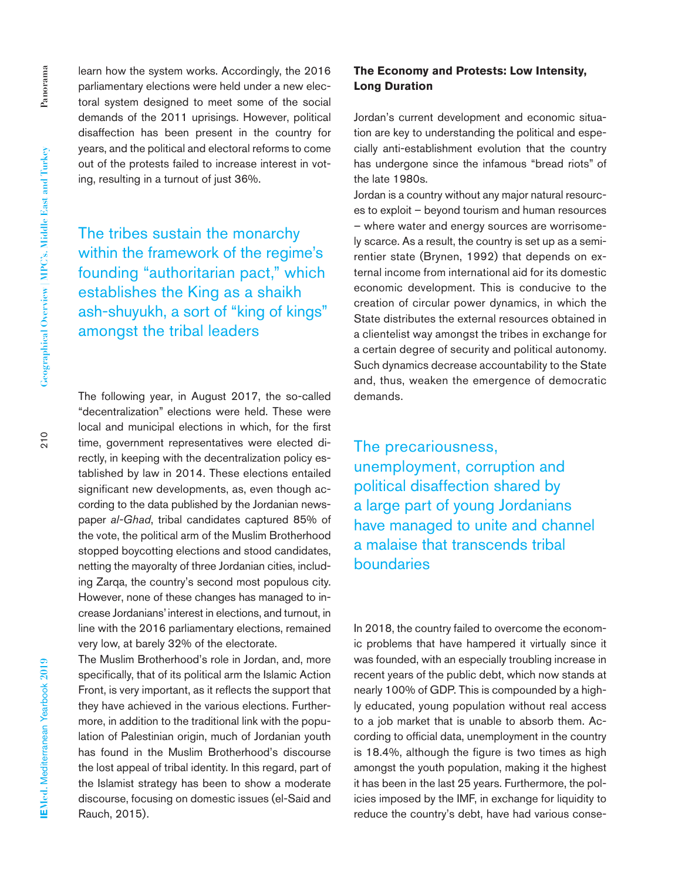learn how the system works. Accordingly, the 2016 parliamentary elections were held under a new electoral system designed to meet some of the social demands of the 2011 uprisings. However, political disaffection has been present in the country for years, and the political and electoral reforms to come out of the protests failed to increase interest in voting, resulting in a turnout of just 36%.

> The tribes sustain the monarchy within the framework of the regime's founding "authoritarian pact," which establishes the King as a shaikh ash-shuyukh, a sort of "king of kings" amongst the tribal leaders

The following year, in August 2017, the so-called "decentralization" elections were held. These were local and municipal elections in which, for the first time, government representatives were elected directly, in keeping with the decentralization policy established by law in 2014. These elections entailed significant new developments, as, even though according to the data published by the Jordanian newspaper *al-Ghad*, tribal candidates captured 85% of the vote, the political arm of the Muslim Brotherhood stopped boycotting elections and stood candidates, netting the mayoralty of three Jordanian cities, including Zarqa, the country's second most populous city. However, none of these changes has managed to increase Jordanians' interest in elections, and turnout, in line with the 2016 parliamentary elections, remained very low, at barely 32% of the electorate.

The Muslim Brotherhood's role in Jordan, and, more specifically, that of its political arm the Islamic Action Front, is very important, as it reflects the support that they have achieved in the various elections. Furthermore, in addition to the traditional link with the population of Palestinian origin, much of Jordanian youth has found in the Muslim Brotherhood's discourse the lost appeal of tribal identity. In this regard, part of the Islamist strategy has been to show a moderate discourse, focusing on domestic issues (el-Said and Rauch, 2015).

## The Economy and Protests: Low Intensity, Long Duration

Jordan's current development and economic situation are key to understanding the political and especially anti-establishment evolution that the country has undergone since the infamous "bread riots" of the late 1980s.

Jordan is a country without any major natural resources to exploit – beyond tourism and human resources – where water and energy sources are worrisomely scarce. As a result, the country is set up as a semi-rentier state (Brynen, 1992) that depends on external income from international aid for its domestic economic development. This is conducive to the creation of circular power dynamics, in which the State distributes the external resources obtained in a clientelist way amongst the tribes in exchange for a certain degree of security and political autonomy. Such dynamics decrease accountability to the State and, thus, weaken the emergence of democratic demands.

> The precariousness, unemployment, corruption and political disaffection shared by a large part of young Jordanians have managed to unite and channel a malaise that transcends tribal boundaries

In 2018, the country failed to overcome the economic problems that have hampered it virtually since it was founded, with an especially troubling increase in recent years of the public debt, which now stands at nearly 100% of GDP. This is compounded by a highly educated, young population without real access to a job market that is unable to absorb them. According to official data, unemployment in the country is 18.4%, although the figure is two times as high amongst the youth population, making it the highest it has been in the last 25 years. Furthermore, the policies imposed by the IMF, in exchange for liquidity to reduce the country's debt, have had various conse-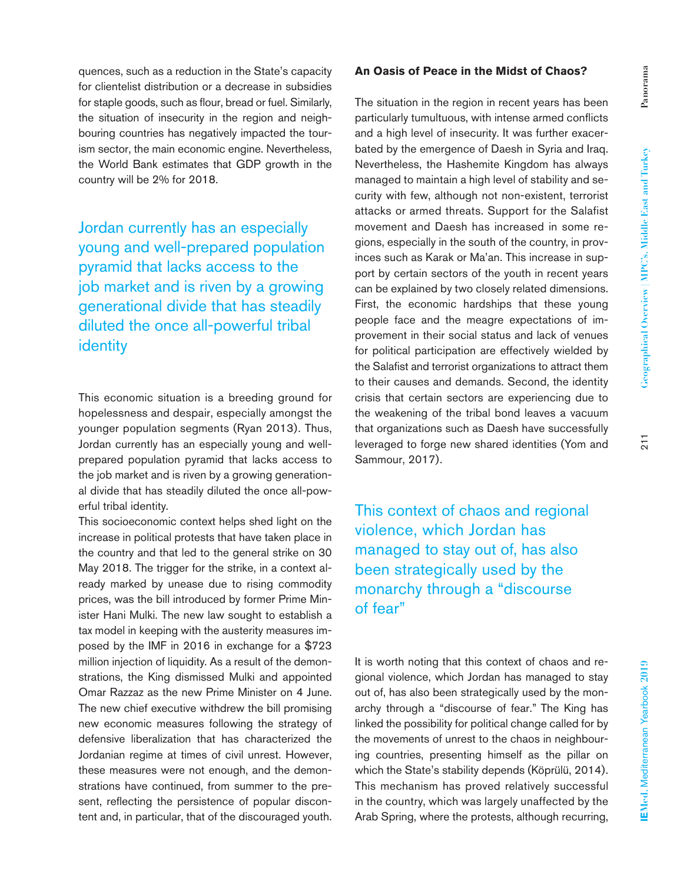quences, such as a reduction in the State's capacity for clientelist distribution or a decrease in subsidies for staple goods, such as flour, bread or fuel. Similarly, the situation of insecurity in the region and neighbouring countries has negatively impacted the tourism sector, the main economic engine. Nevertheless, the World Bank estimates that GDP growth in the country will be 2% for 2018.

> Jordan currently has an especially young and well-prepared population pyramid that lacks access to the job market and is riven by a growing generational divide that has steadily diluted the once all-powerful tribal identity

This economic situation is a breeding ground for hopelessness and despair, especially amongst the younger population segments (Ryan 2013). Thus, Jordan currently has an especially young and well-prepared population pyramid that lacks access to the job market and is riven by a growing generational divide that has steadily diluted the once all-powerful tribal identity.

This socioeconomic context helps shed light on the increase in political protests that have taken place in the country and that led to the general strike on 30 May 2018. The trigger for the strike, in a context already marked by unease due to rising commodity prices, was the bill introduced by former Prime Minister Hani Mulki. The new law sought to establish a tax model in keeping with the austerity measures imposed by the IMF in 2016 in exchange for a $723 million injection of liquidity. As a result of the demonstrations, the King dismissed Mulki and appointed Omar Razzaz as the new Prime Minister on 4 June. The new chief executive withdrew the bill promising new economic measures following the strategy of defensive liberalization that has characterized the Jordanian regime at times of civil unrest. However, these measures were not enough, and the demonstrations have continued, from summer to the present, reflecting the persistence of popular discontent and, in particular, that of the discouraged youth.

**An Oasis of Peace in the Midst of Chaos?**

The situation in the region in recent years has been particularly tumultuous, with intense armed conflicts and a high level of insecurity. It was further exacerbated by the emergence of Daesh in Syria and Iraq. Nevertheless, the Hashemite Kingdom has always managed to maintain a high level of stability and security with few, although not non-existent, terrorist attacks or armed threats. Support for the Salafist movement and Daesh has increased in some regions, especially in the south of the country, in provinces such as Karak or Ma'an. This increase in support by certain sectors of the youth in recent years can be explained by two closely related dimensions. First, the economic hardships that these young people face and the meagre expectations of improvement in their social status and lack of venues for political participation are effectively wielded by the Salafist and terrorist organizations to attract them to their causes and demands. Second, the identity crisis that certain sectors are experiencing due to the weakening of the tribal bond leaves a vacuum that organizations such as Daesh have successfully leveraged to forge new shared identities (Yom and Sammour, 2017).

> This context of chaos and regional violence, which Jordan has managed to stay out of, has also been strategically used by the monarchy through a "discourse of fear"

It is worth noting that this context of chaos and regional violence, which Jordan has managed to stay out of, has also been strategically used by the monarchy through a "discourse of fear." The King has linked the possibility for political change called for by the movements of unrest to the chaos in neighbouring countries, presenting himself as the pillar on which the State's stability depends (Köprülü, 2014). This mechanism has proved relatively successful in the country, which was largely unaffected by the Arab Spring, where the protests, although recurring,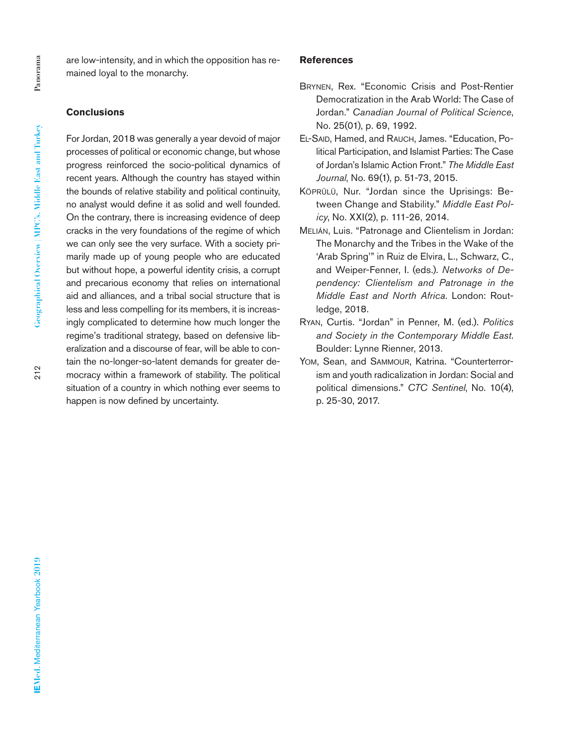are low-intensity, and in which the opposition has remained loyal to the monarchy.

## Conclusions

For Jordan, 2018 was generally a year devoid of major processes of political or economic change, but whose progress reinforced the socio-political dynamics of recent years. Although the country has stayed within the bounds of relative stability and political continuity, no analyst would define it as solid and well founded. On the contrary, there is increasing evidence of deep cracks in the very foundations of the regime of which we can only see the very surface. With a society primarily made up of young people who are educated but without hope, a powerful identity crisis, a corrupt and precarious economy that relies on international aid and alliances, and a tribal social structure that is less and less compelling for its members, it is increasingly complicated to determine how much longer the regime's traditional strategy, based on defensive liberalization and a discourse of fear, will be able to contain the no-longer-so-latent demands for greater democracy within a framework of stability. The political situation of a country in which nothing ever seems to happen is now defined by uncertainty.

## References

BRYNEN, Rex. "Economic Crisis and Post-Rentier Democratization in the Arab World: The Case of Jordan." *Canadian Journal of Political Science*, No. 25(01), p. 69, 1992.

EL-SAID, Hamed, and RAUCH, James. "Education, Political Participation, and Islamist Parties: The Case of Jordan's Islamic Action Front." *The Middle East Journal*, No. 69(1), p. 51-73, 2015.

KÖPRÜLÜ, Nur. "Jordan since the Uprisings: Between Change and Stability." *Middle East Policy*, No. XXI(2), p. 111-26, 2014.

MELIÁN, Luis. "Patronage and Clientelism in Jordan: The Monarchy and the Tribes in the Wake of the 'Arab Spring'" in Ruiz de Elvira, L., Schwarz, C., and Weiper-Fenner, I. (eds.). *Networks of Dependency: Clientelism and Patronage in the Middle East and North Africa*. London: Routledge, 2018.

RYAN, Curtis. "Jordan" in Penner, M. (ed.). *Politics and Society in the Contemporary Middle East*. Boulder: Lynne Rienner, 2013.

YOM, Sean, and SAMMOUR, Katrina. "Counterterrorism and youth radicalization in Jordan: Social and political dimensions." *CTC Sentinel*, No. 10(4), p. 25-30, 2017.